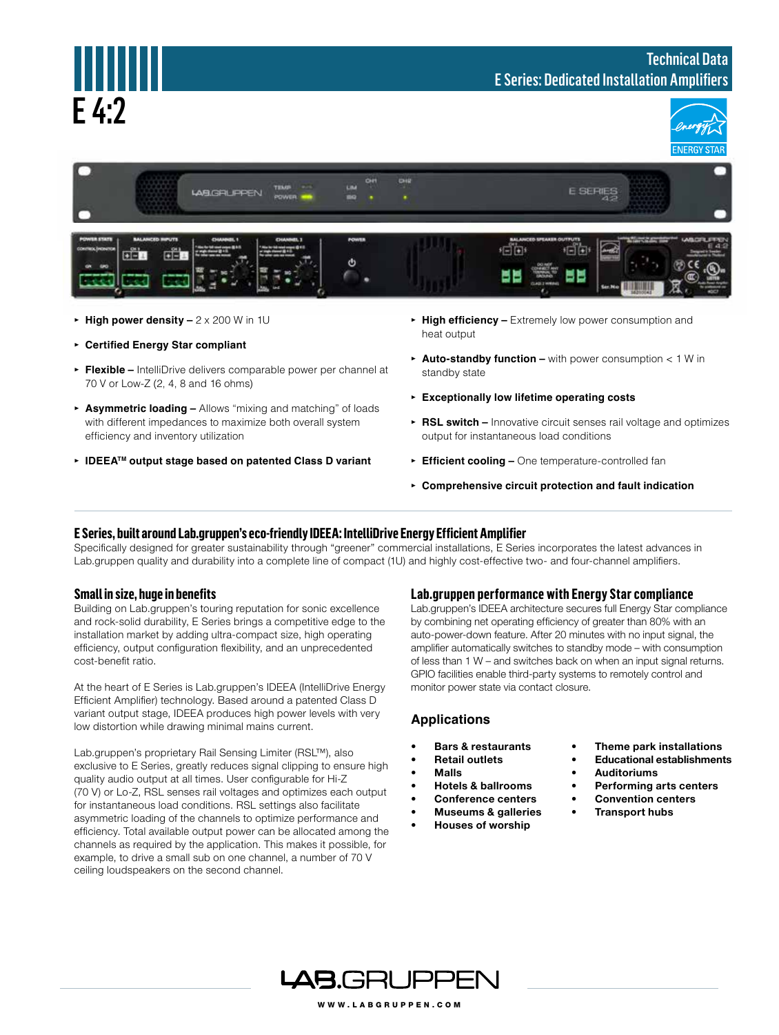# E 4:2

Technical Data
E Series: Dedicated Installation Amplifiers

ENERGY STAR

- **High power density –** 2 x 200 W in 1U
- **Certified Energy Star compliant**
- **Flexible –** IntelliDrive delivers comparable power per channel at 70 V or Low-Z (2, 4, 8 and 16 ohms)
- **Asymmetric loading –** Allows "mixing and matching" of loads with different impedances to maximize both overall system efficiency and inventory utilization
- **IDEEA™ output stage based on patented Class D variant**
- **High efficiency –** Extremely low power consumption and heat output
- **Auto-standby function –** with power consumption < 1 W in standby state
- **Exceptionally low lifetime operating costs**
- **RSL switch –** Innovative circuit senses rail voltage and optimizes output for instantaneous load conditions
- **Efficient cooling –** One temperature-controlled fan
- **Comprehensive circuit protection and fault indication**

## E Series, built around Lab.gruppen's eco-friendly IDEEA: IntelliDrive Energy Efficient Amplifier

Specifically designed for greater sustainability through "greener" commercial installations, E Series incorporates the latest advances in Lab.gruppen quality and durability into a complete line of compact (1U) and highly cost-effective two- and four-channel amplifiers.

## Small in size, huge in benefits

Building on Lab.gruppen's touring reputation for sonic excellence and rock-solid durability, E Series brings a competitive edge to the installation market by adding ultra-compact size, high operating efficiency, output configuration flexibility, and an unprecedented cost-benefit ratio.

At the heart of E Series is Lab.gruppen's IDEEA (IntelliDrive Energy Efficient Amplifier) technology. Based around a patented Class D variant output stage, IDEEA produces high power levels with very low distortion while drawing minimal mains current.

Lab.gruppen's proprietary Rail Sensing Limiter (RSL™), also exclusive to E Series, greatly reduces signal clipping to ensure high quality audio output at all times. User configurable for Hi-Z (70 V) or Lo-Z, RSL senses rail voltages and optimizes each output for instantaneous load conditions. RSL settings also facilitate asymmetric loading of the channels to optimize performance and efficiency. Total available output power can be allocated among the channels as required by the application. This makes it possible, for example, to drive a small sub on one channel, a number of 70 V ceiling loudspeakers on the second channel.

## Lab.gruppen performance with Energy Star compliance

Lab.gruppen's IDEEA architecture secures full Energy Star compliance by combining net operating efficiency of greater than 80% with an auto-power-down feature. After 20 minutes with no input signal, the amplifier automatically switches to standby mode – with consumption of less than 1 W – and switches back on when an input signal returns. GPIO facilities enable third-party systems to remotely control and monitor power state via contact closure.

## Applications

- **Bars & restaurants**
- **Retail outlets**
- **Malls**
- **Hotels & ballrooms**
- **Conference centers**
- **Museums & galleries**
- **Houses of worship**
- **Theme park installations**
- **Educational establishments**
- **Auditoriums**
- **Performing arts centers**
- **Convention centers**
- **Transport hubs**

LAB.GRUPPEN

WWW.LABGRUPPEN.COM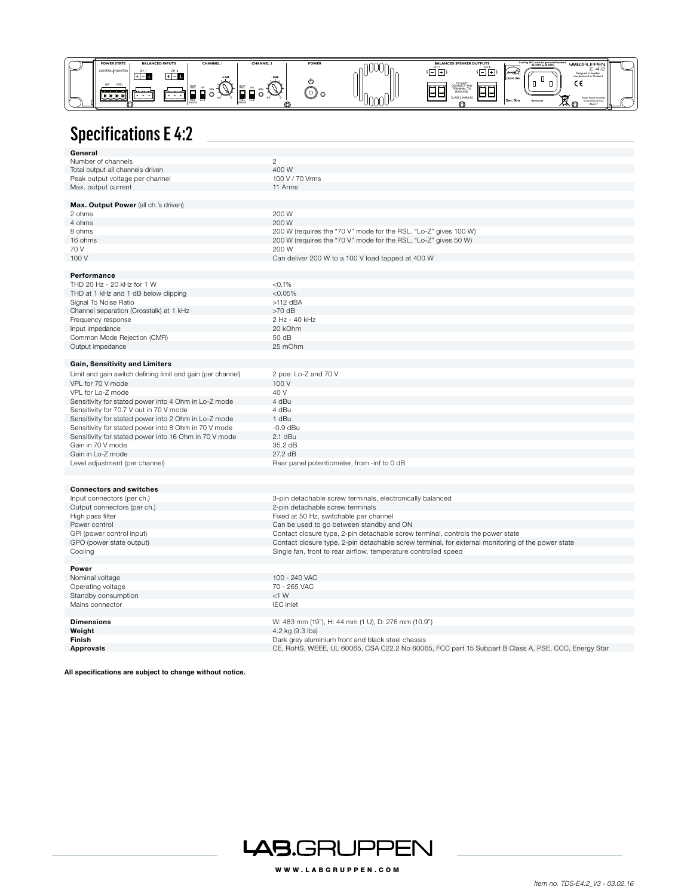# Specifications E 4:2

| | |
|---|---|
| **General** | |
| Number of channels | 2 |
| Total output all channels driven | 400 W |
| Peak output voltage per channel | 100 V / 70 Vrms |
| Max. output current | 11 Arms |
| | |
| **Max. Output Power** (all ch.'s driven) | |
| 2 ohms | 200 W |
| 4 ohms | 200 W |
| 8 ohms | 200 W (requires the "70 V" mode for the RSL. "Lo-Z" gives 100 W) |
| 16 ohms | 200 W (requires the "70 V" mode for the RSL, "Lo-Z" gives 50 W) |
| 70 V | 200 W |
| 100 V | Can deliver 200 W to a 100 V load tapped at 400 W |
| | |
| **Performance** | |
| THD 20 Hz - 20 kHz for 1 W | <0.1% |
| THD at 1 kHz and 1 dB below clipping | <0.05% |
| Signal To Noise Ratio | >112 dBA |
| Channel separation (Crosstalk) at 1 kHz | >70 dB |
| Frequency response | 2 Hz - 40 kHz |
| Input impedance | 20 kOhm |
| Common Mode Rejection (CMR) | 50 dB |
| Output impedance | 25 mOhm |
| | |
| **Gain, Sensitivity and Limiters** | |
| Limit and gain switch defining limit and gain (per channel) | 2 pos: Lo-Z and 70 V |
| VPL for 70 V mode | 100 V |
| VPL for Lo-Z mode | 40 V |
| Sensitivity for stated power into 4 Ohm in Lo-Z mode | 4 dBu |
| Sensitivity for 70.7 V out in 70 V mode | 4 dBu |
| Sensitivity for stated power into 2 Ohm in Lo-Z mode | 1 dBu |
| Sensitivity for stated power into 8 Ohm in 70 V mode | -0.9 dBu |
| Sensitivity for stated power into 16 Ohm in 70 V mode | 2.1 dBu |
| Gain in 70 V mode | 35.2 dB |
| Gain in Lo-Z mode | 27.2 dB |
| Level adjustment (per channel) | Rear panel potentiometer, from -inf to 0 dB |
| | |
| **Connectors and switches** | |
| Input connectors (per ch.) | 3-pin detachable screw terminals, electronically balanced |
| Output connectors (per ch.) | 2-pin detachable screw terminals |
| High pass filter | Fixed at 50 Hz, switchable per channel |
| Power control | Can be used to go between standby and ON |
| GPI (power control input) | Contact closure type, 2-pin detachable screw terminal, controls the power state |
| GPO (power state output) | Contact closure type, 2-pin detachable screw terminal, for external monitoring of the power state |
| Cooling | Single fan, front to rear airflow, temperature controlled speed |
| | |
| **Power** | |
| Nominal voltage | 100 - 240 VAC |
| Operating voltage | 70 - 265 VAC |
| Standby consumption | <1 W |
| Mains connector | IEC inlet |
| | |
| **Dimensions** | W: 483 mm (19"), H: 44 mm (1 U), D: 276 mm (10.9") |
| **Weight** | 4.2 kg (9.3 lbs) |
| **Finish** | Dark grey aluminium front and black steel chassis |
| **Approvals** | CE, RoHS, WEEE, UL 60065, CSA C22.2 No 60065, FCC part 15 Subpart B Class A, PSE, CCC, Energy Star |

**All specifications are subject to change without notice.**

LAB.GRUPPEN

WWW.LABGRUPPEN.COM

*Item no. TDS-E4:2_V3 - 03.02.16*